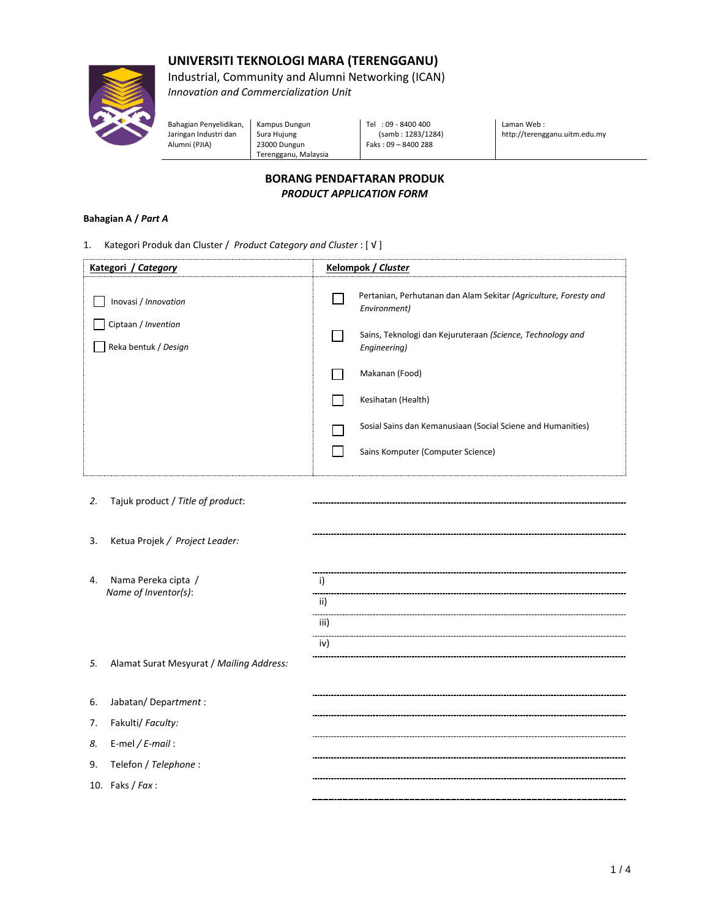# UNIVERSITI TEKNOLOGI MARA (TERENGGANU)

Industrial, Community and Alumni Networking (ICAN)

*Innovation and Commercialization Unit*

| | | | |
|---|---|---|---|
| Bahagian Penyelidikan, Jaringan Industri dan Alumni (PJIA) | Kampus Dungun<br>Sura Hujung<br>23000 Dungun<br>Terengganu, Malaysia | Tel : 09 - 8400 400<br>(samb : 1283/1284)<br>Faks : 09 – 8400 288 | Laman Web :<br>http://terengganu.uitm.edu.my |

## BORANG PENDAFTARAN PRODUK
## *PRODUCT APPLICATION FORM*

**Bahagian A / *Part A***

1. Kategori Produk dan Cluster / *Product Category and Cluster* : [ √ ]

| **Kategori / *Category*** | **Kelompok / *Cluster*** |
|---|---|
| ☐ Inovasi / *Innovation*<br>☐ Ciptaan / *Invention*<br>☐ Reka bentuk / *Design* | ☐ Pertanian, Perhutanan dan Alam Sekitar *(Agriculture, Foresty and Environment)*<br>☐ Sains, Teknologi dan Kejuruteraan *(Science, Technology and Engineering)*<br>☐ Makanan (Food)<br>☐ Kesihatan (Health)<br>☐ Sosial Sains dan Kemanusiaan (Social Sciene and Humanities)<br>☐ Sains Komputer (Computer Science) |

2. Tajuk product / *Title of product*: ..........................................................

3. Ketua Projek / *Project Leader:* ..........................................................

4. Nama Pereka cipta / *Name of Inventor(s)*:
   i) ..........................................................
   ii) ..........................................................
   iii) ..........................................................
   iv) ..........................................................

5. Alamat Surat Mesyurat / *Mailing Address:* ..........................................................

6. Jabatan/ Department : ..........................................................

7. Fakulti/ *Faculty:* ..........................................................

8. E-mel / *E-mail* : ..........................................................

9. Telefon / *Telephone* : ..........................................................

10. Faks / *Fax* : ..........................................................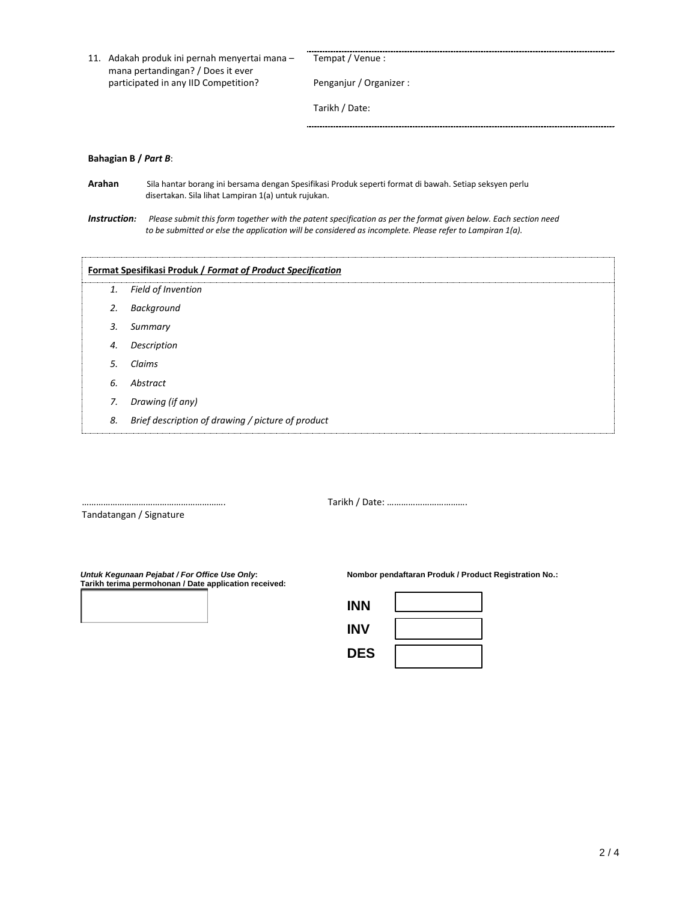11. Adakah produk ini pernah menyertai mana – mana pertandingan? / Does it ever participated in any IID Competition?

Tempat / Venue :

Penganjur / Organizer :

Tarikh / Date:

**Bahagian B / *Part B***:

**Arahan** Sila hantar borang ini bersama dengan Spesifikasi Produk seperti format di bawah. Setiap seksyen perlu disertakan. Sila lihat Lampiran 1(a) untuk rujukan.

***Instruction:*** *Please submit this form together with the patent specification as per the format given below. Each section need to be submitted or else the application will be considered as incomplete. Please refer to Lampiran 1(a).*

**Format Spesifikasi Produk / *Format of Product Specification***

1. *Field of Invention*
2. *Background*
3. *Summary*
4. *Description*
5. *Claims*
6. *Abstract*
7. *Drawing (if any)*
8. *Brief description of drawing / picture of product*

…………………………………………………..
Tandatangan / Signature

Tarikh / Date: …………………………….

***Untuk Kegunaan Pejabat / For Office Use Only*:**
**Tarikh terima permohonan / Date application received:**

**Nombor pendaftaran Produk / Product Registration No.:**

| | |
|---|---|
| **INN** | |
| **INV** | |
| **DES** | |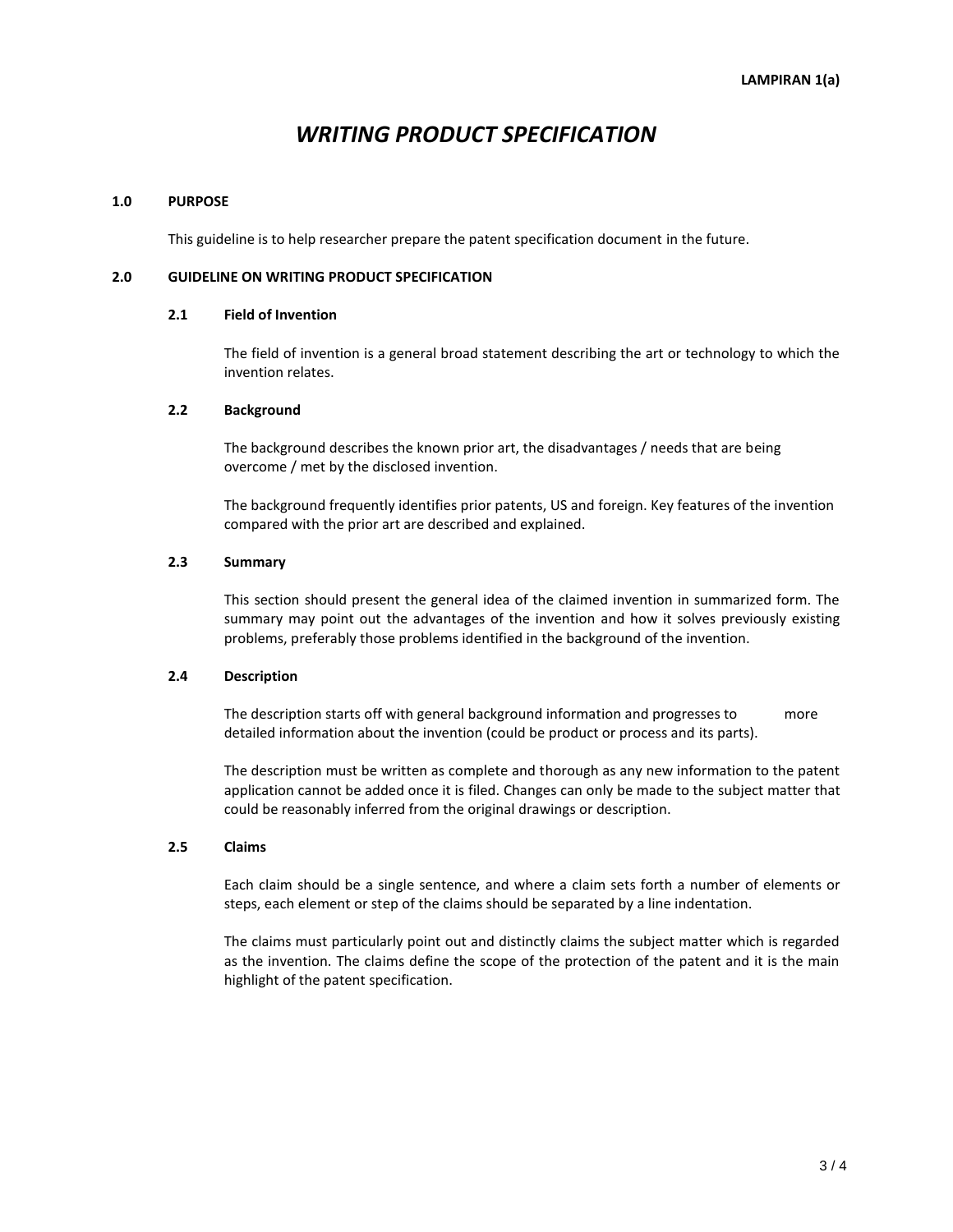**LAMPIRAN 1(a)**

# *WRITING PRODUCT SPECIFICATION*

## 1.0 PURPOSE

This guideline is to help researcher prepare the patent specification document in the future.

## 2.0 GUIDELINE ON WRITING PRODUCT SPECIFICATION

### 2.1 Field of Invention

The field of invention is a general broad statement describing the art or technology to which the invention relates.

### 2.2 Background

The background describes the known prior art, the disadvantages / needs that are being overcome / met by the disclosed invention.

The background frequently identifies prior patents, US and foreign. Key features of the invention compared with the prior art are described and explained.

### 2.3 Summary

This section should present the general idea of the claimed invention in summarized form. The summary may point out the advantages of the invention and how it solves previously existing problems, preferably those problems identified in the background of the invention.

### 2.4 Description

The description starts off with general background information and progresses to more detailed information about the invention (could be product or process and its parts).

The description must be written as complete and thorough as any new information to the patent application cannot be added once it is filed. Changes can only be made to the subject matter that could be reasonably inferred from the original drawings or description.

### 2.5 Claims

Each claim should be a single sentence, and where a claim sets forth a number of elements or steps, each element or step of the claims should be separated by a line indentation.

The claims must particularly point out and distinctly claims the subject matter which is regarded as the invention. The claims define the scope of the protection of the patent and it is the main highlight of the patent specification.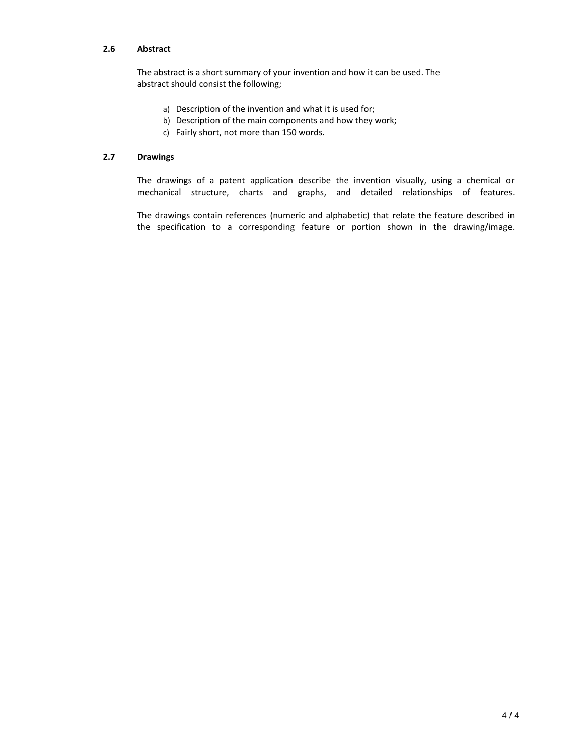### 2.6 Abstract

The abstract is a short summary of your invention and how it can be used. The abstract should consist the following;

a) Description of the invention and what it is used for;
b) Description of the main components and how they work;
c) Fairly short, not more than 150 words.

### 2.7 Drawings

The drawings of a patent application describe the invention visually, using a chemical or mechanical structure, charts and graphs, and detailed relationships of features.

The drawings contain references (numeric and alphabetic) that relate the feature described in the specification to a corresponding feature or portion shown in the drawing/image.